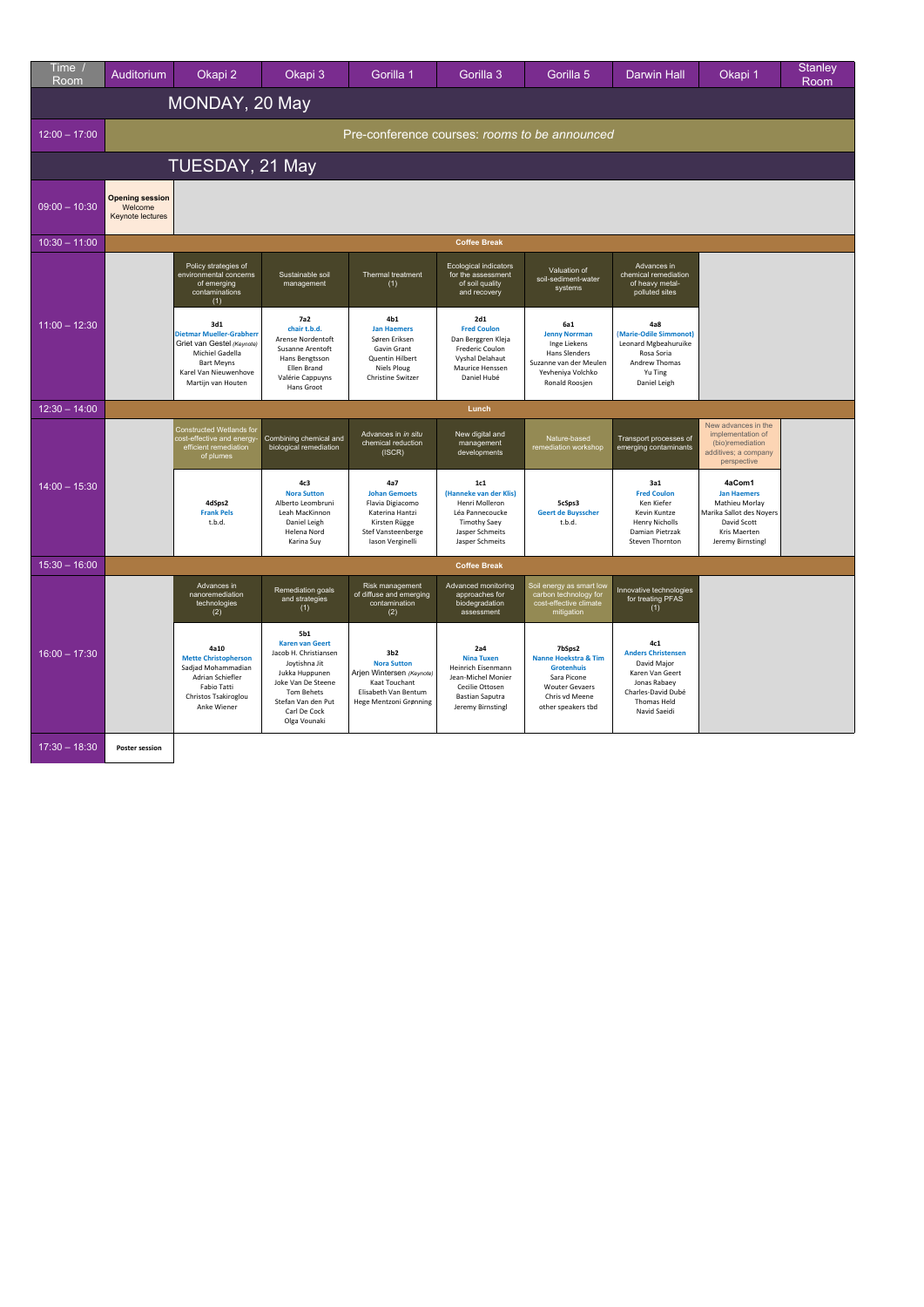| Time / Room | Auditorium | Okapi 2 | Okapi 3 | Gorilla 1 | Gorilla 3 | Gorilla 5 | Darwin Hall | Okapi 1 | Stanley Room |
|---|---|---|---|---|---|---|---|---|---|
| **MONDAY, 20 May** | | | | | | | | | |
| 12:00 – 17:00 | Pre-conference courses: *rooms to be announced* | | | | | | | | |
| **TUESDAY, 21 May** | | | | | | | | | |
| 09:00 – 10:30 | **Opening session** Welcome Keynote lectures | | | | | | | | |
| 10:30 – 11:00 | **Coffee Break** | | | | | | | | |
| 11:00 – 12:30 | | Policy strategies of environmental concerns of emerging contaminations (1) | Sustainable soil management | Thermal treatment (1) | Ecological indicators for the assessment of soil quality and recovery | Valuation of soil-sediment-water systems | Advances in chemical remediation of heavy metal-polluted sites | | |
| | | **3d1** Dietmar Mueller-Grabherr; Griet van Gestel *(Keynote)*; Michiel Gadella; Bart Meyns; Karel Van Nieuwenhove; Martijn van Houten | **7a2** chair t.b.d.; Arense Nordentoft; Susanne Arentoft; Hans Bengtsson; Ellen Brand; Valérie Cappuyns; Hans Groot | **4b1** Jan Haemers; Søren Eriksen; Gavin Grant; Quentin Hilbert; Niels Ploug; Christine Switzer | **2d1** Fred Coulon; Dan Berggren Kleja; Frederic Coulon; Vyshal Delahaut; Maurice Henssen; Daniel Hubé | **6a1** Jenny Norrman; Inge Liekens; Hans Slenders; Suzanne van der Meulen; Yevheniya Volchko; Ronald Roosjen | **4a8** (Marie-Odile Simmonot); Leonard Mgbeahuruike; Rosa Soria; Andrew Thomas; Yu Ting; Daniel Leigh | | |
| 12:30 – 14:00 | **Lunch** | | | | | | | | |
| 14:00 – 15:30 | | Constructed Wetlands for cost-effective and energy-efficient remediation of plumes | Combining chemical and biological remediation | Advances in *in situ* chemical reduction (ISCR) | New digital and management developments | Nature-based remediation workshop | Transport processes of emerging contaminants | New advances in the implementation of (bio)remediation additives; a company perspective | |
| | | **4dSps2** Frank Pels; t.b.d. | **4c3** Nora Sutton; Alberto Leombruni; Leah MacKinnon; Daniel Leigh; Helena Nord; Karina Suy | **4a7** Johan Gemoets; Flavia Digiacomo; Katerina Hantzi; Kirsten Rügge; Stef Vansteenberge; Iason Verginelli | **1c1** (Hanneke van der Klis); Henri Molleron; Léa Pannecoucke; Timothy Saey; Jasper Schmeits; Jasper Schmeits | **5cSps3** Geert de Buysscher; t.b.d. | **3a1** Fred Coulon; Ken Kiefer; Kevin Kuntze; Henry Nicholls; Damian Pietrzak; Steven Thornton | **4aCom1** Jan Haemers; Mathieu Morlay; Marika Sallot des Noyers; David Scott; Kris Maerten; Jeremy Birnstingl | |
| 15:30 – 16:00 | **Coffee Break** | | | | | | | | |
| 16:00 – 17:30 | | Advances in nanoremediation technologies (2) | Remediation goals and strategies (1) | Risk management of diffuse and emerging contamination (2) | Advanced monitoring approaches for biodegradation assessment | Soil energy as smart low carbon technology for cost-effective climate mitigation | Innovative technologies for treating PFAS (1) | | |
| | | **4a10** Mette Christopherson; Sadjad Mohammadian; Adrian Schiefler; Fabio Tatti; Christos Tsakiroglou; Anke Wiener | **5b1** Karen van Geert; Jacob H. Christiansen; Joytishna Jit; Jukka Huppunen; Joke Van De Steene; Tom Behets; Stefan Van den Put; Carl De Cock; Olga Vounaki | **3b2** Nora Sutton; Arjen Wintersen *(Keynote)*; Kaat Touchant; Elisabeth Van Bentum; Hege Mentzoni Grønning | **2a4** Nina Tuxen; Heinrich Eisenmann; Jean-Michel Monier; Cecilie Ottosen; Bastian Saputra; Jeremy Birnstingl | **7bSps2** Nanne Hoekstra & Tim Grotenhuis; Sara Picone; Wouter Gevaers; Chris vd Meene; other speakers tbd | **4c1** Anders Christensen; David Major; Karen Van Geert; Jonas Rabaey; Charles-David Dubé; Thomas Held; Navid Saeidi | | |
| 17:30 – 18:30 | **Poster session** | | | | | | | | |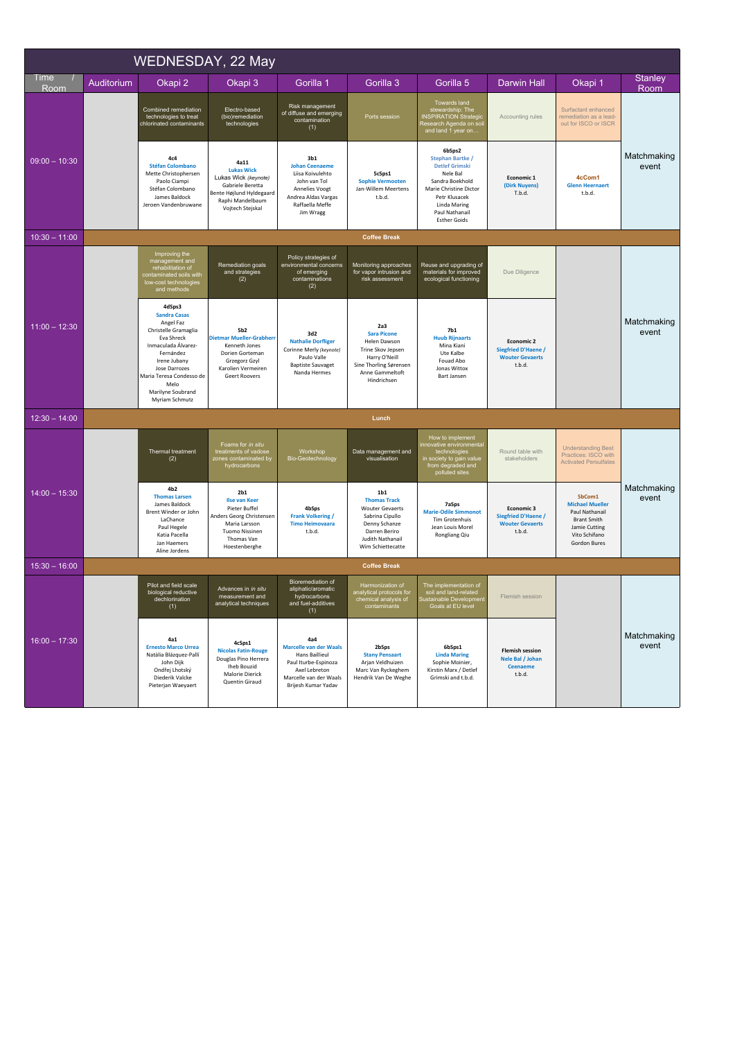# WEDNESDAY, 22 May

| Time / Room | Auditorium | Okapi 2 | Okapi 3 | Gorilla 1 | Gorilla 3 | Gorilla 5 | Darwin Hall | Okapi 1 | Stanley Room |
|---|---|---|---|---|---|---|---|---|---|
| 09:00 – 10:30 | | Combined remediation technologies to treat chlorinated contaminants | Electro-based (bio)remediation technologies | Risk management of diffuse and emerging contamination (1) | Ports session | Towards land stewardship: The INSPIRATION Strategic Research Agenda on soil and land 1 year on… | Accounting rules | Surfactant enhanced remediation as a lead-out for ISCO or ISCR | Matchmaking event |
| | | **4c4** **Stéfan Colombano** Mette Christophersen Paolo Ciampi Stéfan Colombano James Baldock Jeroen Vandenbruwane | **4a11** **Lukas Wick** Lukas Wick *(keynote)* Gabriele Beretta Bente Højlund Hyldegaard Raphi Mandelbaum Vojtech Stejskal | **3b1** **Johan Ceenaeme** Liisa Koivulehto John van Tol Annelies Voogt Andrea Aldas Vargas Raffaella Meffe Jim Wragg | **5cSps1** **Sophie Vermooten** Jan-Willem Meertens t.b.d. | **6bSps2** **Stephan Bartke / Detlef Grimski** Nele Bal Sandra Boekhold Marie Christine Dictor Petr Klusacek Linda Maring Paul Nathanail Esther Goids | **Economic 1** **(Dirk Nuyens)** T.b.d. | **4cCom1** **Glenn Heernaert** t.b.d. | |
| 10:30 – 11:00 | **Coffee Break** | | | | | | | | |
| 11:00 – 12:30 | | Improving the management and rehabilitation of contaminated soils with low-cost technologies and methods | Remediation goals and strategies (2) | Policy strategies of environmental concerns of emerging contaminations (2) | Monitoring approaches for vapor intrusion and risk assessment | Reuse and upgrading of materials for improved ecological functioning | Due Diligence | | Matchmaking event |
| | | **4dSps3** **Sandra Casas** Angel Faz Christelle Gramaglia Eva Shreck Inmaculada Álvarez-Fernández Irene Jubany Jose Darrozes Maria Teresa Condesso de Melo Marilyne Soubrand Myriam Schmutz | **5b2** **Dietmar Mueller-Grabherr** Kenneth Jones Dorien Gorteman Grzegorz Gzyl Karolien Vermeiren Geert Roovers | **3d2** **Nathalie Dorfliger** Corinne Merly *(keynote)* Paulo Valle Baptiste Sauvaget Nanda Hermes | **2a3** **Sara Picone** Helen Dawson Trine Skov Jepsen Harry O'Neill Sine Thorling Sørensen Anne Gammeltoft Hindrichsen | **7b1** **Huub Rijnaarts** Mina Kiani Ute Kalbe Fouad Abo Jonas Wittox Bart Jansen | **Economic 2** **Siegfried D'Haene / Wouter Gevaerts** t.b.d. | | |
| 12:30 – 14:00 | **Lunch** | | | | | | | | |
| 14:00 – 15:30 | | Thermal treatment (2) | Foams for *in situ* treatments of vadose zones contaminated by hydrocarbons | Workshop Bio-Geotechnology | Data management and visualisation | How to implement innovative environmental technologies in society to gain value from degraded and polluted sites | Round table with stakeholders | Understanding Best Practices: ISCO with Activated Persulfates | Matchmaking event |
| | | **4b2** **Thomas Larsen** James Baldock Brent Winder or John LaChance Paul Hegele Katia Pacella Jan Haemers Aline Jordens | **2b1** **Ilse van Keer** Pieter Buffel Anders Georg Christensen Maria Larsson Tuomo Nissinen Thomas Van Hoestenberghe | **4bSps** **Frank Volkering / Timo Heimovaara** t.b.d. | **1b1** **Thomas Track** Wouter Gevaerts Sabrina Cipullo Denny Schanze Darren Beriro Judith Nathanail Wim Schiettecatte | **7aSps** **Marie-Odile Simmonot** Tim Grotenhuis Jean Louis Morel Rongliang Qiu | **Economic 3** **Siegfried D'Haene / Wouter Gevaerts** t.b.d. | **5bCom1** **Michael Mueller** Paul Nathanail Brant Smith Jamie Cutting Vito Schifano Gordon Bures | |
| 15:30 – 16:00 | **Coffee Break** | | | | | | | | |
| 16:00 – 17:30 | | Pilot and field scale biological reductive dechlorination (1) | Advances in *in situ* measurement and analytical techniques | Bioremediation of aliphatic/aromatic hydrocarbons and fuel-additives (1) | Harmonization of analytical protocols for chemical analysis of contaminants | The implementation of soil and land-related Sustainable Development Goals at EU level | Flemish session | | Matchmaking event |
| | | **4a1** **Ernesto Marco Urrea** Natàlia Blázquez-Pallí John Dijk Ondřej Lhotský Diederik Valcke Pieterjan Waeyaert | **4cSps1** **Nicolas Fatin-Rouge** Douglas Pino Herrera Iheb Bouzid Malorie Dierick Quentin Giraud | **4a4** **Marcelle van der Waals** Hans Baillieul Paul Iturbe-Espinoza Axel Lebreton Marcelle van der Waals Brijesh Kumar Yadav | **2bSps** **Stany Pensaart** Arjan Veldhuizen Marc Van Ryckeghem Hendrik Van De Weghe | **6bSps1** **Linda Maring** Sophie Moinier, Kirstin Marx / Detlef Grimski and t.b.d. | **Flemish session** **Nele Bal / Johan Ceenaeme** t.b.d. | | |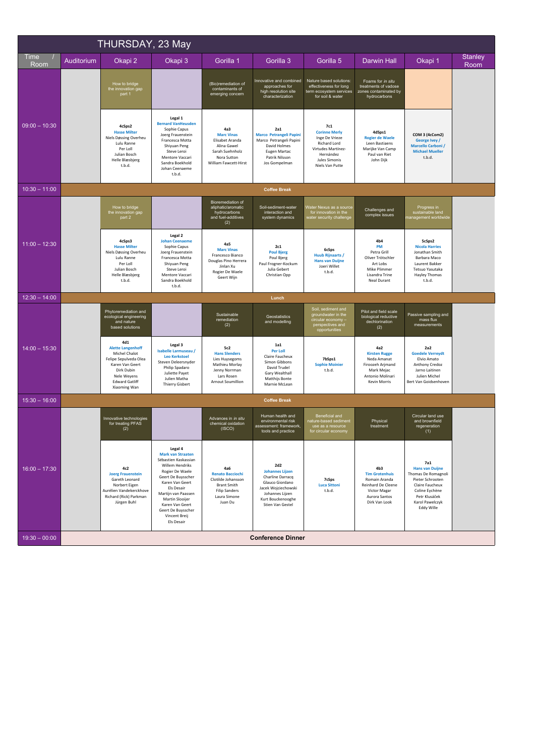# THURSDAY, 23 May

| Time / Room | Auditorium | Okapi 2 | Okapi 3 | Gorilla 1 | Gorilla 3 | Gorilla 5 | Darwin Hall | Okapi 1 | Stanley Room |
|---|---|---|---|---|---|---|---|---|---|
| 09:00 – 10:30 | | How to bridge the innovation gap part 1 | | (Bio)remediation of contaminants of emerging concern | Innovative and combined approaches for high resolution site characterization | Nature based solutions: effectiveness for long term ecosystem services for soil & water | Foams for *in situ* treatments of vadose zones contaminated by hydrocarbons | | |
| | | **4cSps2** **Hasse Milter** Niels Døssing Overheu Lulu Ranne Per Loll Julian Bosch Helle Blæsbjerg t.b.d. | **Legal 1** **Bernard VanHeusden** Sophie Capus Joerg Frauenstein Francesca Motta Shiyuan Peng Steve Leroi Mentore Vaccari Sandra Boekhold Johan Ceenaeme t.b.d. | **4a3** **Marc Vinas** Elisabet Aranda Alina Gawel Sarah Suehnholz Nora Sutton William Fawcett-Hirst | **2a1** **Marco Petrangeli Papini** Marco Petrangeli Papini David Holmes Eugen Martac Patrik Nilsson Jos Gompelman | **7c1** **Corinne Merly** Inge De Vrieze Richard Lord Virtudes Martínez-Hernández Jules Simonis Niels Van Putte | **4dSps1** **Rogier de Waele** Leen Bastiaens Marijke Van Camp Paul van Riet John Dijk | COM 3 (4cCom2) **George Ivey / Marcello Carboni / Michael Mueller** t.b.d. | |
| 10:30 – 11:00 | **Coffee Break** | | | | | | | | |
| 11:00 – 12:30 | | How to bridge the innovation gap part 2 | | Bioremediation of aliphatic/aromatic hydrocarbons and fuel-additives (2) | Soil-sediment-water interaction and system dynamics | Water Nexus as a source for innovation in the water security challenge | Challenges and complex issues | Progress in sustainable land management worldwide | |
| | | **4cSps3** **Hasse Milter** Niels Døssing Overheu Lulu Ranne Per Loll Julian Bosch Helle Blæsbjerg t.b.d. | **Legal 2** **Johan Ceenaeme** Sophie Capus Joerg Frauenstein Francesca Motta Shiyuan Peng Steve Leroi Mentore Vaccari Sandra Boekhold t.b.d. | **4a5** **Marc Vinas** Francesco Bianco Douglas Pino Herrera Jinlan Xu Rogier De Waele Geert Wijn | **2c1** **Poul Bjerg** Poul Bjerg Paul Frogner-Kockum Julia Gebert Christian Opp | **6cSps** **Huub Rijnaarts / Hans van Duijne** Joeri Willet t.b.d. | **4b4** **PM** Petra Grill Oliver Trötschler Art Lobs Mike Plimmer Lisandra Trine Neal Durant | **5cSps2** **Nicola Harries** Jonathan Smith Barbara Maco Laurent Bakker Tetsuo Yasutaka Hayley Thomas t.b.d. | |
| 12:30 – 14:00 | **Lunch** | | | | | | | | |
| 14:00 – 15:30 | | Phytoremediation and ecological engineering and nature based solutions | | Sustainable remediation (2) | Geostatistics and modelling | Soil, sediment and groundwater in the circular economy – perspectives and opportunities | Pilot and field scale biological reductive dechlorination (2) | Passive sampling and mass flux measurements | |
| | | **4d1** **Alette Langenhoff** Michel Chalot Felipe Sepulveda Olea Karen Van Geert Dirk Dubin Nele Weyens Edward Gatliff Xiaoming Wan | **Legal 3** **Isabelle Larmuseau / Leo Kerkstoel** Steven Deleersnyder Philip Spadaro Juliette Payet Julien Matha Thierry Gisbert | **5c2** **Hans Slenders** Lies Huysegoms Mathieu Morlay Jenny Norrman Lars Rosen Arnout Soumillion | **1a1** **Per Loll** Claire Faucheux Simon Gibbons David Trudel Gary Wealthall Matthijs Bonte Marnie McLean | **7bSps1** **Sophie Moinier** t.b.d. | **4a2** **Kirsten Rugge** Neda Amanat Firoozeh Arjmand Mark Mejac Antonio Molinari Kevin Morris | **2a2** **Goedele Verreydt** Elvio Amato Anthony Credoz Jarno Laitinen Julien Michel Bert Van Goidsenhoven | |
| 15:30 – 16:00 | **Coffee Break** | | | | | | | | |
| 16:00 – 17:30 | | Innovative technologies for treating PFAS (2) | | Advances in *in situ* chemical oxidation (ISCO) | Human health and environmental risk assessment: framework, tools and practice | Beneficial and nature-based sediment use as a resource for circular economy | Physical treatment | Circular land use and brownfield regeneration (1) | |
| | | **4c2** **Joerg Frauenstein** Gareth Leonard Norbert Eigen Aurélien Vandekerckhove Richard (Rick) Parkman Jürgen Buhl | **Legal 4** **Mark van Straaten** Sébastien Kaskassian Willem Hendriks Rogier De Waele Geert De Buysscher Karen Van Geert Els Desair Martijn van Paassen Martin Slooijer Karen Van Geert Geert De Buysscher Vincent Breij Els Desair | **4a6** **Renato Bacciochi** Clotilde Johansson Brant Smith Filip Sanders Laura Simone Juan Du | **2d2** **Johannes Lijzen** Charline Darracq Glauco Giordano Jacek Wojciechowski Johannes Lijzen Kurt Bouckenooghe Stien Van Gestel | **7cSps** **Luca Sittoni** t.b.d. | **4b3** **Tim Grotenhuis** Romain Aranda Reinhard De Cleene Victor Magar Aurora Santos Dirk Van Look | **7a1** **Hans van Duijne** Thomas De Romagnoli Pieter Schrooten Claire Faucheux Coline Eychène Petr Klusáček Karol Pawelczyk Eddy Wille | |
| 19:30 – 00:00 | **Conference Dinner** | | | | | | | | |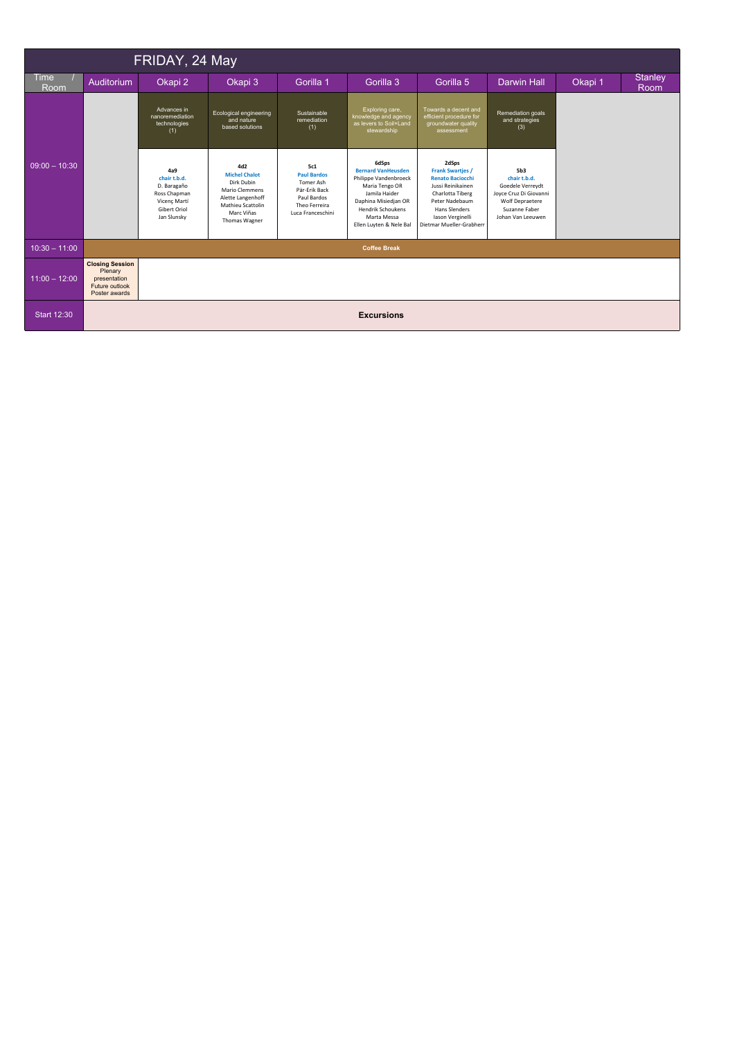# FRIDAY, 24 May

| Time / Room | Auditorium | Okapi 2 | Okapi 3 | Gorilla 1 | Gorilla 3 | Gorilla 5 | Darwin Hall | Okapi 1 | Stanley Room |
|---|---|---|---|---|---|---|---|---|---|
| 09:00 – 10:30 | | Advances in nanoremediation technologies (1) | Ecological engineering and nature based solutions | Sustainable remediation (1) | Exploring care, knowledge and agency as levers to Soil+Land stewardship | Towards a decent and efficient procedure for groundwater quality assessment | Remediation goals and strategies (3) | | |
| | | **4a9** chair t.b.d. D. Baragaño Ross Chapman Vicenç Martí Gibert Oriol Jan Slunsky | **4d2** Michel Chalot Dirk Dubin Mario Clemmens Alette Langenhoff Mathieu Scattolin Marc Viñas Thomas Wagner | **5c1** Paul Bardos Tomer Ash Pär-Erik Back Paul Bardos Theo Ferreira Luca Franceschini | **6d5ps** Bernard VanHeusden Philippe Vandenbroeck Maria Tengo OR Jamila Haider Daphina Misiedjan OR Hendrik Schoukens Marta Messa Ellen Luyten & Nele Bal | **2d5ps** Frank Swartjes / Renato Baciocchi Jussi Reinikainen Charlotta Tiberg Peter Nadebaum Hans Slenders Iason Verginelli Dietmar Mueller-Grabherr | **5b3** chair t.b.d. Goedele Verreydt Joyce Cruz Di Giovanni Wolf Depraetere Suzanne Faber Johan Van Leeuwen | | |
| 10:30 – 11:00 | Coffee Break | | | | | | | | |
| 11:00 – 12:00 | **Closing Session** Plenary presentation Future outlook Poster awards | | | | | | | | |
| Start 12:30 | **Excursions** | | | | | | | | |